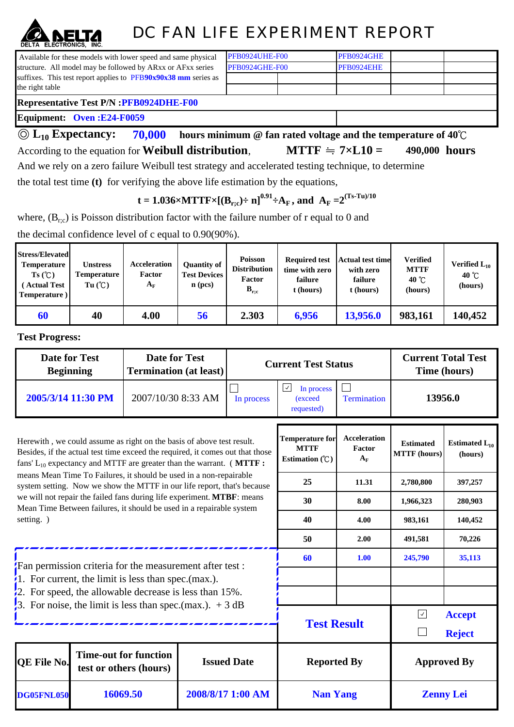DELTA ELECTRONICS, INC.

# DC FAN LIFE EXPERIMENT REPORT

| Available for these models with lower speed and same physical structure. All model may be followed by ARxx or AFxx series suffixes. This test report applies to PFB90x90x38 mm series as the right table | PFB0924UHE-F00 | PFB0924GHE | | |
|---|---|---|---|---|
| | PFB0924GHE-F00 | PFB0924EHE | | |

**Representative Test P/N :PFB0924DHE-F00**

**Equipment: Oven :E24-F0059**

◎ $L_{10}$ **Expectancy: 70,000 hours minimum @ fan rated voltage and the temperature of 40℃**

According to the equation for **Weibull distribution**, **MTTF ≒ 7×L10 = 490,000 hours**

And we rely on a zero failure Weibull test strategy and accelerated testing technique, to determine the total test time **(t)** for verifying the above life estimation by the equations,

$$t = 1.036 \times MTTF \times [(B_{r;c}) \div n]^{0.91} \div A_F \text{, and } A_F = 2^{(Ts-Tu)/10}$$

where, $(B_{r;c})$ is Poisson distribution factor with the failure number of r equal to 0 and the decimal confidence level of c equal to 0.90(90%).

| Stress/Elevated Temperature Ts (℃) ( Actual Test Temperature ) | Unstress Temperature Tu (℃) | Acceleration Factor $A_F$ | Quantity of Test Devices n (pcs) | Poisson Distribution Factor $B_{r;c}$ | Required test time with zero failure t (hours) | Actual test time with zero failure t (hours) | Verified MTTF 40 ℃ (hours) | Verified $L_{10}$ 40 ℃ (hours) |
|---|---|---|---|---|---|---|---|---|
| 60 | 40 | 4.00 | 56 | 2.303 | 6,956 | 13,956.0 | 983,161 | 140,452 |

**Test Progress:**

| Date for Test Beginning | Date for Test Termination (at least) | Current Test Status | | | Current Total Test Time (hours) |
|---|---|---|---|---|---|
| 2005/3/14 11:30 PM | 2007/10/30 8:33 AM | ☐ In process | ☑ In process (exceed requested) | ☐ Termination | 13956.0 |

Herewith , we could assume as right on the basis of above test result. Besides, if the actual test time exceed the required, it comes out that those fans' $L_{10}$ expectancy and MTTF are greater than the warrant. ( **MTTF :** means Mean Time To Failures, it should be used in a non-repairable system setting. Now we show the MTTF in our life report, that's because we will not repair the failed fans during life experiment. **MTBF**: means Mean Time Between failures, it should be used in a repairable system setting. )

| Temperature for MTTF Estimation (℃) | Acceleration Factor $A_F$ | Estimated MTTF (hours) | Estimated $L_{10}$ (hours) |
|---|---|---|---|
| 25 | 11.31 | 2,780,800 | 397,257 |
| 30 | 8.00 | 1,966,323 | 280,903 |
| 40 | 4.00 | 983,161 | 140,452 |
| 50 | 2.00 | 491,581 | 70,226 |
| 60 | 1.00 | 245,790 | 35,113 |

Fan permission criteria for the measurement after test :

1. For current, the limit is less than spec.(max.).
2. For speed, the allowable decrease is less than 15%.
3. For noise, the limit is less than spec.(max.). + 3 dB

**Test Result**: ☑ Accept ☐ Reject

| QE File No. | Time-out for function test or others (hours) | Issued Date | Reported By | Approved By |
|---|---|---|---|---|
| DG05FNL050 | 16069.50 | 2008/8/17 1:00 AM | Nan Yang | Zenny Lei |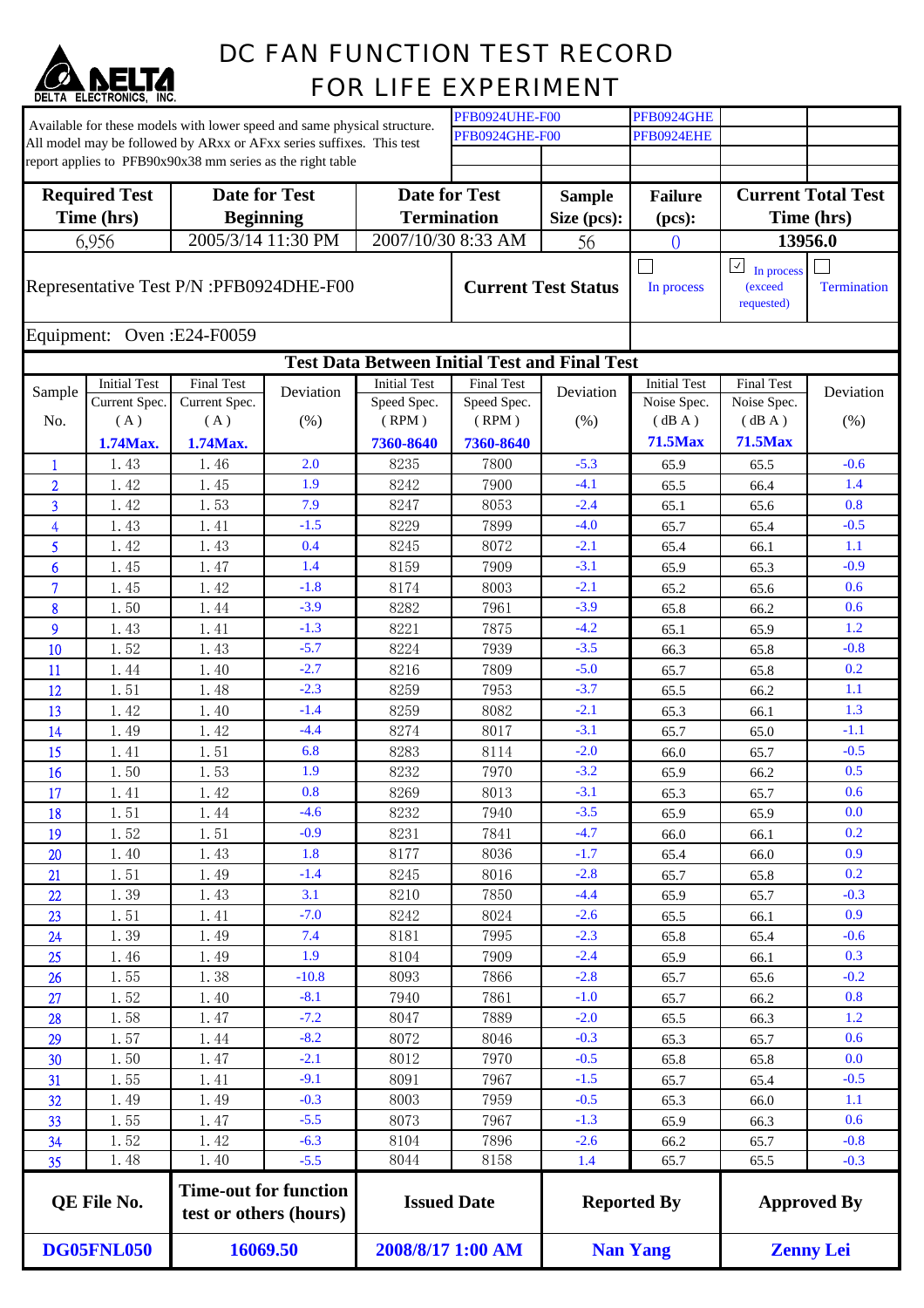# DC FAN FUNCTION TEST RECORD FOR LIFE EXPERIMENT

DELTA ELECTRONICS, INC.

Available for these models with lower speed and same physical structure. All model may be followed by ARxx or AFxx series suffixes. This test report applies to PFB90x90x38 mm series as the right table

| | | | |
|---|---|---|---|
| PFB0924UHE-F00 | PFB0924GHE | | |
| PFB0924GHE-F00 | PFB0924EHE | | |

| Required Test Time (hrs) | Date for Test Beginning | Date for Test Termination | Sample Size (pcs): | Failure (pcs): | Current Total Test Time (hrs) |
|---|---|---|---|---|---|
| 6,956 | 2005/3/14 11:30 PM | 2007/10/30 8:33 AM | 56 | 0 | 13956.0 |

Representative Test P/N :PFB0924DHE-F00

**Current Test Status**: ☐ In process ☑ In process (exceed requested) ☐ Termination

Equipment: Oven :E24-F0059

**Test Data Between Initial Test and Final Test**

| Sample No. | Initial Test Current Spec. (A) 1.74Max. | Final Test Current Spec. (A) 1.74Max. | Deviation (%) | Initial Test Speed Spec. (RPM) 7360-8640 | Final Test Speed Spec. (RPM) 7360-8640 | Deviation (%) | Initial Test Noise Spec. (dB A) 71.5Max | Final Test Noise Spec. (dB A) 71.5Max | Deviation (%) |
|---|---|---|---|---|---|---|---|---|---|
| 1 | 1.43 | 1.46 | 2.0 | 8235 | 7800 | -5.3 | 65.9 | 65.5 | -0.6 |
| 2 | 1.42 | 1.45 | 1.9 | 8242 | 7900 | -4.1 | 65.5 | 66.4 | 1.4 |
| 3 | 1.42 | 1.53 | 7.9 | 8247 | 8053 | -2.4 | 65.1 | 65.6 | 0.8 |
| 4 | 1.43 | 1.41 | -1.5 | 8229 | 7899 | -4.0 | 65.7 | 65.4 | -0.5 |
| 5 | 1.42 | 1.43 | 0.4 | 8245 | 8072 | -2.1 | 65.4 | 66.1 | 1.1 |
| 6 | 1.45 | 1.47 | 1.4 | 8159 | 7909 | -3.1 | 65.9 | 65.3 | -0.9 |
| 7 | 1.45 | 1.42 | -1.8 | 8174 | 8003 | -2.1 | 65.2 | 65.6 | 0.6 |
| 8 | 1.50 | 1.44 | -3.9 | 8282 | 7961 | -3.9 | 65.8 | 66.2 | 0.6 |
| 9 | 1.43 | 1.41 | -1.3 | 8221 | 7875 | -4.2 | 65.1 | 65.9 | 1.2 |
| 10 | 1.52 | 1.43 | -5.7 | 8224 | 7939 | -3.5 | 66.3 | 65.8 | -0.8 |
| 11 | 1.44 | 1.40 | -2.7 | 8216 | 7809 | -5.0 | 65.7 | 65.8 | 0.2 |
| 12 | 1.51 | 1.48 | -2.3 | 8259 | 7953 | -3.7 | 65.5 | 66.2 | 1.1 |
| 13 | 1.42 | 1.40 | -1.4 | 8259 | 8082 | -2.1 | 65.3 | 66.1 | 1.3 |
| 14 | 1.49 | 1.42 | -4.4 | 8274 | 8017 | -3.1 | 65.7 | 65.0 | -1.1 |
| 15 | 1.41 | 1.51 | 6.8 | 8283 | 8114 | -2.0 | 66.0 | 65.7 | -0.5 |
| 16 | 1.50 | 1.53 | 1.9 | 8232 | 7970 | -3.2 | 65.9 | 66.2 | 0.5 |
| 17 | 1.41 | 1.42 | 0.8 | 8269 | 8013 | -3.1 | 65.3 | 65.7 | 0.6 |
| 18 | 1.51 | 1.44 | -4.6 | 8232 | 7940 | -3.5 | 65.9 | 65.9 | 0.0 |
| 19 | 1.52 | 1.51 | -0.9 | 8231 | 7841 | -4.7 | 66.0 | 66.1 | 0.2 |
| 20 | 1.40 | 1.43 | 1.8 | 8177 | 8036 | -1.7 | 65.4 | 66.0 | 0.9 |
| 21 | 1.51 | 1.49 | -1.4 | 8245 | 8016 | -2.8 | 65.7 | 65.8 | 0.2 |
| 22 | 1.39 | 1.43 | 3.1 | 8210 | 7850 | -4.4 | 65.9 | 65.7 | -0.3 |
| 23 | 1.51 | 1.41 | -7.0 | 8242 | 8024 | -2.6 | 65.5 | 66.1 | 0.9 |
| 24 | 1.39 | 1.49 | 7.4 | 8181 | 7995 | -2.3 | 65.8 | 65.4 | -0.6 |
| 25 | 1.46 | 1.49 | 1.9 | 8104 | 7909 | -2.4 | 65.9 | 66.1 | 0.3 |
| 26 | 1.55 | 1.38 | -10.8 | 8093 | 7866 | -2.8 | 65.7 | 65.6 | -0.2 |
| 27 | 1.52 | 1.40 | -8.1 | 7940 | 7861 | -1.0 | 65.7 | 66.2 | 0.8 |
| 28 | 1.58 | 1.47 | -7.2 | 8047 | 7889 | -2.0 | 65.5 | 66.3 | 1.2 |
| 29 | 1.57 | 1.44 | -8.2 | 8072 | 8046 | -0.3 | 65.3 | 65.7 | 0.6 |
| 30 | 1.50 | 1.47 | -2.1 | 8012 | 7970 | -0.5 | 65.8 | 65.8 | 0.0 |
| 31 | 1.55 | 1.41 | -9.1 | 8091 | 7967 | -1.5 | 65.7 | 65.4 | -0.5 |
| 32 | 1.49 | 1.49 | -0.3 | 8003 | 7959 | -0.5 | 65.3 | 66.0 | 1.1 |
| 33 | 1.55 | 1.47 | -5.5 | 8073 | 7967 | -1.3 | 65.9 | 66.3 | 0.6 |
| 34 | 1.52 | 1.42 | -6.3 | 8104 | 7896 | -2.6 | 66.2 | 65.7 | -0.8 |
| 35 | 1.48 | 1.40 | -5.5 | 8044 | 8158 | 1.4 | 65.7 | 65.5 | -0.3 |

| QE File No. | Time-out for function test or others (hours) | Issued Date | Reported By | Approved By |
|---|---|---|---|---|
| DG05FNL050 | 16069.50 | 2008/8/17 1:00 AM | Nan Yang | Zenny Lei |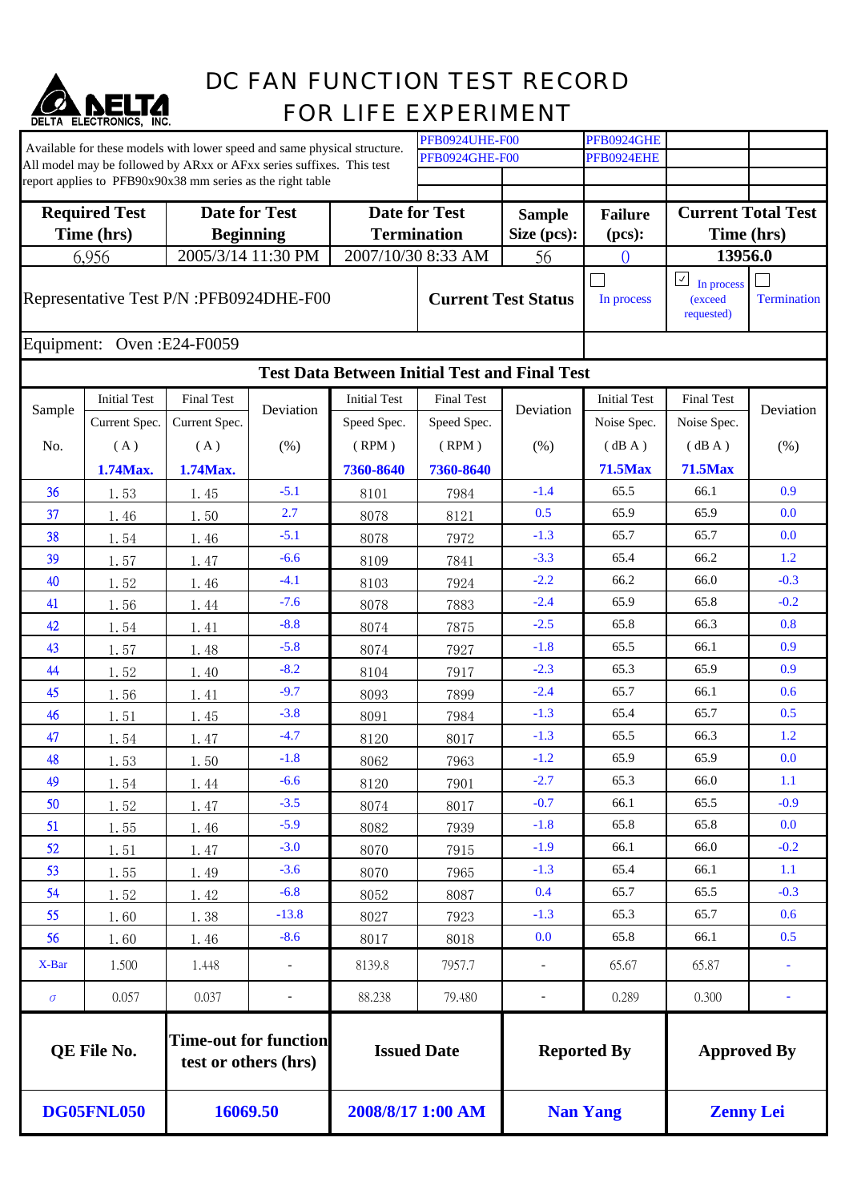# DC FAN FUNCTION TEST RECORD FOR LIFE EXPERIMENT

DELTA ELECTRONICS, INC.

Available for these models with lower speed and same physical structure. All model may be followed by ARxx or AFxx series suffixes. This test report applies to PFB90x90x38 mm series as the right table

| | | | |
|---|---|---|---|
| PFB0924UHE-F00 | PFB0924GHE | | |
| PFB0924GHE-F00 | PFB0924EHE | | |

| Required Test Time (hrs) | Date for Test Beginning | Date for Test Termination | Sample Size (pcs): | Failure (pcs): | Current Total Test Time (hrs) |
|---|---|---|---|---|---|
| 6,956 | 2005/3/14 11:30 PM | 2007/10/30 8:33 AM | 56 | 0 | 13956.0 |

Representative Test P/N :PFB0924DHE-F00

**Current Test Status**: ☐ In process ☑ In process (exceed requested) ☐ Termination

Equipment: Oven :E24-F0059

**Test Data Between Initial Test and Final Test**

| Sample No. | Initial Test Current Spec. (A) 1.74Max. | Final Test Current Spec. (A) 1.74Max. | Deviation (%) | Initial Test Speed Spec. (RPM) 7360-8640 | Final Test Speed Spec. (RPM) 7360-8640 | Deviation (%) | Initial Test Noise Spec. (dB A) 71.5Max | Final Test Noise Spec. (dB A) 71.5Max | Deviation (%) |
|---|---|---|---|---|---|---|---|---|---|
| 36 | 1.53 | 1.45 | -5.1 | 8101 | 7984 | -1.4 | 65.5 | 66.1 | 0.9 |
| 37 | 1.46 | 1.50 | 2.7 | 8078 | 8121 | 0.5 | 65.9 | 65.9 | 0.0 |
| 38 | 1.54 | 1.46 | -5.1 | 8078 | 7972 | -1.3 | 65.7 | 65.7 | 0.0 |
| 39 | 1.57 | 1.47 | -6.6 | 8109 | 7841 | -3.3 | 65.4 | 66.2 | 1.2 |
| 40 | 1.52 | 1.46 | -4.1 | 8103 | 7924 | -2.2 | 66.2 | 66.0 | -0.3 |
| 41 | 1.56 | 1.44 | -7.6 | 8078 | 7883 | -2.4 | 65.9 | 65.8 | -0.2 |
| 42 | 1.54 | 1.41 | -8.8 | 8074 | 7875 | -2.5 | 65.8 | 66.3 | 0.8 |
| 43 | 1.57 | 1.48 | -5.8 | 8074 | 7927 | -1.8 | 65.5 | 66.1 | 0.9 |
| 44 | 1.52 | 1.40 | -8.2 | 8104 | 7917 | -2.3 | 65.3 | 65.9 | 0.9 |
| 45 | 1.56 | 1.41 | -9.7 | 8093 | 7899 | -2.4 | 65.7 | 66.1 | 0.6 |
| 46 | 1.51 | 1.45 | -3.8 | 8091 | 7984 | -1.3 | 65.4 | 65.7 | 0.5 |
| 47 | 1.54 | 1.47 | -4.7 | 8120 | 8017 | -1.3 | 65.5 | 66.3 | 1.2 |
| 48 | 1.53 | 1.50 | -1.8 | 8062 | 7963 | -1.2 | 65.9 | 65.9 | 0.0 |
| 49 | 1.54 | 1.44 | -6.6 | 8120 | 7901 | -2.7 | 65.3 | 66.0 | 1.1 |
| 50 | 1.52 | 1.47 | -3.5 | 8074 | 8017 | -0.7 | 66.1 | 65.5 | -0.9 |
| 51 | 1.55 | 1.46 | -5.9 | 8082 | 7939 | -1.8 | 65.8 | 65.8 | 0.0 |
| 52 | 1.51 | 1.47 | -3.0 | 8070 | 7915 | -1.9 | 66.1 | 66.0 | -0.2 |
| 53 | 1.55 | 1.49 | -3.6 | 8070 | 7965 | -1.3 | 65.4 | 66.1 | 1.1 |
| 54 | 1.52 | 1.42 | -6.8 | 8052 | 8087 | 0.4 | 65.7 | 65.5 | -0.3 |
| 55 | 1.60 | 1.38 | -13.8 | 8027 | 7923 | -1.3 | 65.3 | 65.7 | 0.6 |
| 56 | 1.60 | 1.46 | -8.6 | 8017 | 8018 | 0.0 | 65.8 | 66.1 | 0.5 |
| X-Bar | 1.500 | 1.448 | - | 8139.8 | 7957.7 | - | 65.67 | 65.87 | - |
| σ | 0.057 | 0.037 | - | 88.238 | 79.480 | - | 0.289 | 0.300 | - |

| QE File No. | Time-out for function test or others (hrs) | Issued Date | Reported By | Approved By |
|---|---|---|---|---|
| DG05FNL050 | 16069.50 | 2008/8/17 1:00 AM | Nan Yang | Zenny Lei |